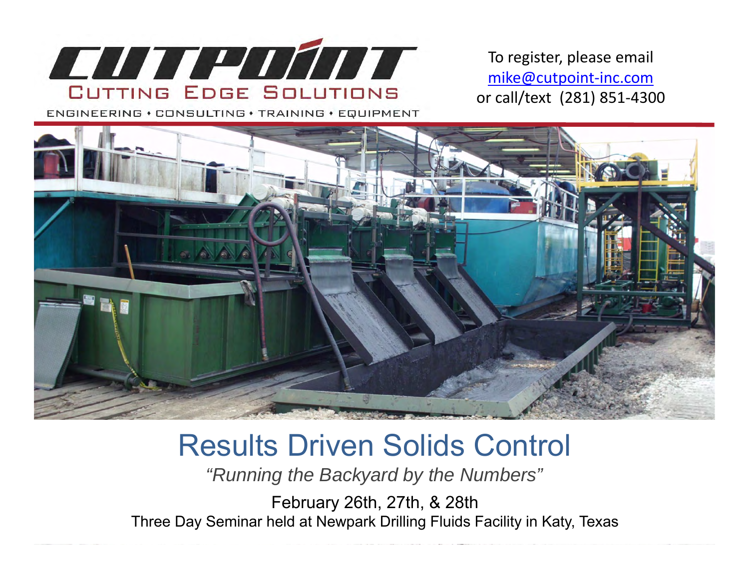CUTPOINT

CUTTING EDGE SOLUTIONS

ENGINEERING • CONSULTING • TRAINING • EQUIPMENT

To register, please email
mike@cutpoint-inc.com
or call/text (281) 851-4300

# Results Driven Solids Control

*"Running the Backyard by the Numbers"*

February 26th, 27th, & 28th

Three Day Seminar held at Newpark Drilling Fluids Facility in Katy, Texas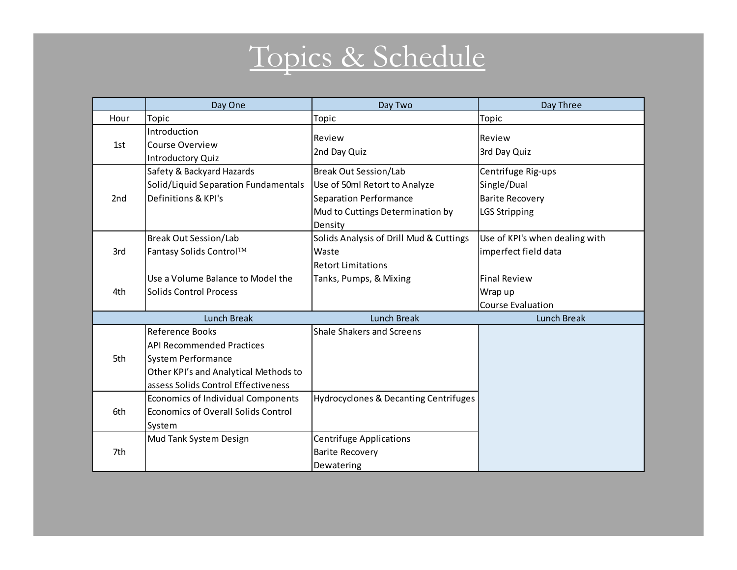# Topics & Schedule

| | Day One | Day Two | Day Three |
|---|---|---|---|
| Hour | Topic | Topic | Topic |
| 1st | Introduction<br>Course Overview<br>Introductory Quiz | Review<br>2nd Day Quiz | Review<br>3rd Day Quiz |
| 2nd | Safety & Backyard Hazards<br>Solid/Liquid Separation Fundamentals<br>Definitions & KPI's | Break Out Session/Lab<br>Use of 50ml Retort to Analyze Separation Performance<br>Mud to Cuttings Determination by Density | Centrifuge Rig-ups<br>Single/Dual<br>Barite Recovery<br>LGS Stripping |
| 3rd | Break Out Session/Lab<br>Fantasy Solids Control™ | Solids Analysis of Drill Mud & Cuttings Waste<br>Retort Limitations | Use of KPI's when dealing with imperfect field data |
| 4th | Use a Volume Balance to Model the Solids Control Process | Tanks, Pumps, & Mixing | Final Review<br>Wrap up<br>Course Evaluation |
| | Lunch Break | Lunch Break | Lunch Break |
| 5th | Reference Books<br>API Recommended Practices<br>System Performance<br>Other KPI's and Analytical Methods to assess Solids Control Effectiveness | Shale Shakers and Screens | |
| 6th | Economics of Individual Components<br>Economics of Overall Solids Control System | Hydrocyclones & Decanting Centrifuges | |
| 7th | Mud Tank System Design | Centrifuge Applications<br>Barite Recovery<br>Dewatering | |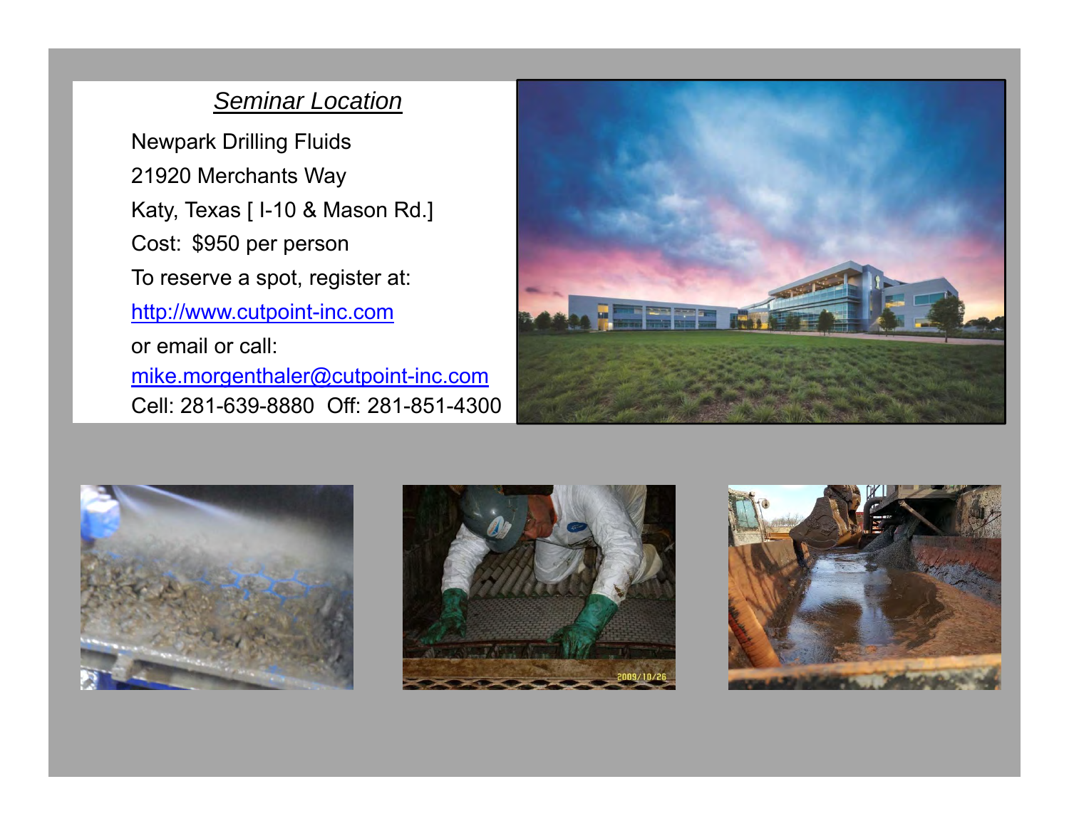## *Seminar Location*

Newpark Drilling Fluids

21920 Merchants Way

Katy, Texas [ I-10 & Mason Rd.]

Cost: $950 per person

To reserve a spot, register at:

http://www.cutpoint-inc.com

or email or call:

mike.morgenthaler@cutpoint-inc.com

Cell: 281-639-8880 Off: 281-851-4300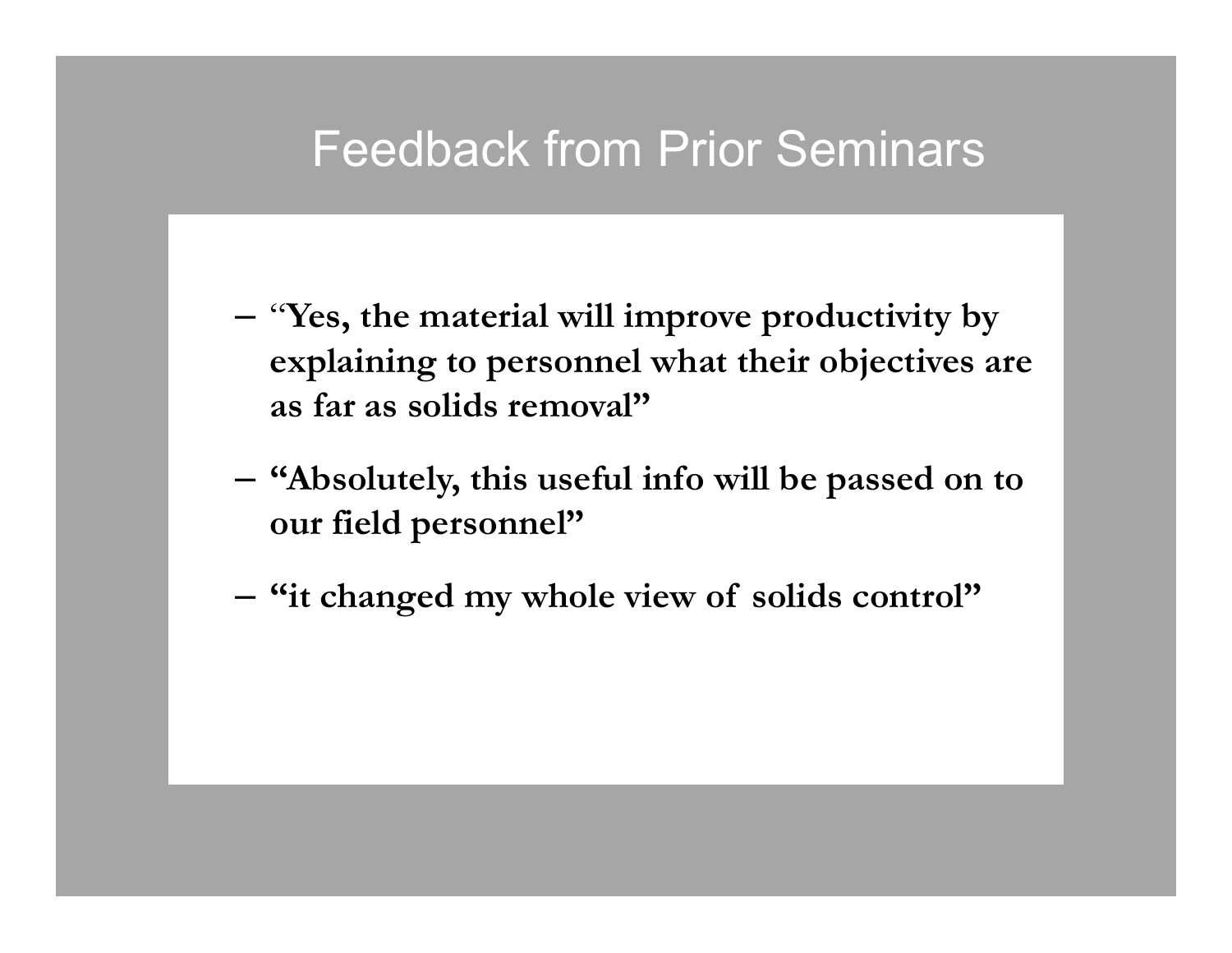# Feedback from Prior Seminars

- **"Yes, the material will improve productivity by explaining to personnel what their objectives are as far as solids removal"**
- **"Absolutely, this useful info will be passed on to our field personnel"**
- **"it changed my whole view of solids control"**